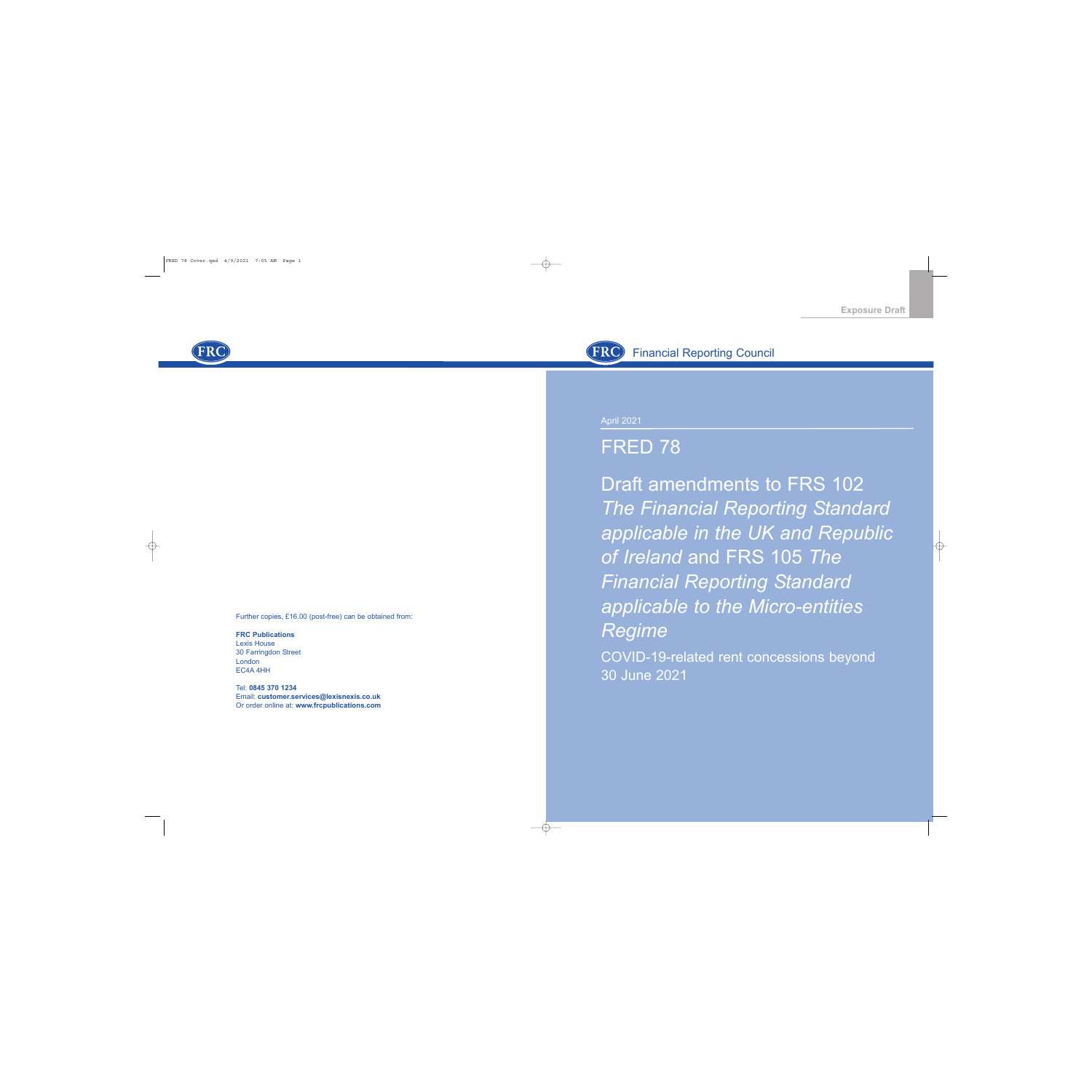Exposure Draft

Financial Reporting Council

April 2021

# FRED 78

## Draft amendments to FRS 102 *The Financial Reporting Standard applicable in the UK and Republic of Ireland* and FRS 105 *The Financial Reporting Standard applicable to the Micro-entities Regime*

COVID-19-related rent concessions beyond 30 June 2021

Further copies, £16.00 (post-free) can be obtained from:

**FRC Publications**
Lexis House
30 Farringdon Street
London
EC4A 4HH

Tel: **0845 370 1234**
Email: **customer.services@lexisnexis.co.uk**
Or order online at: **www.frcpublications.com**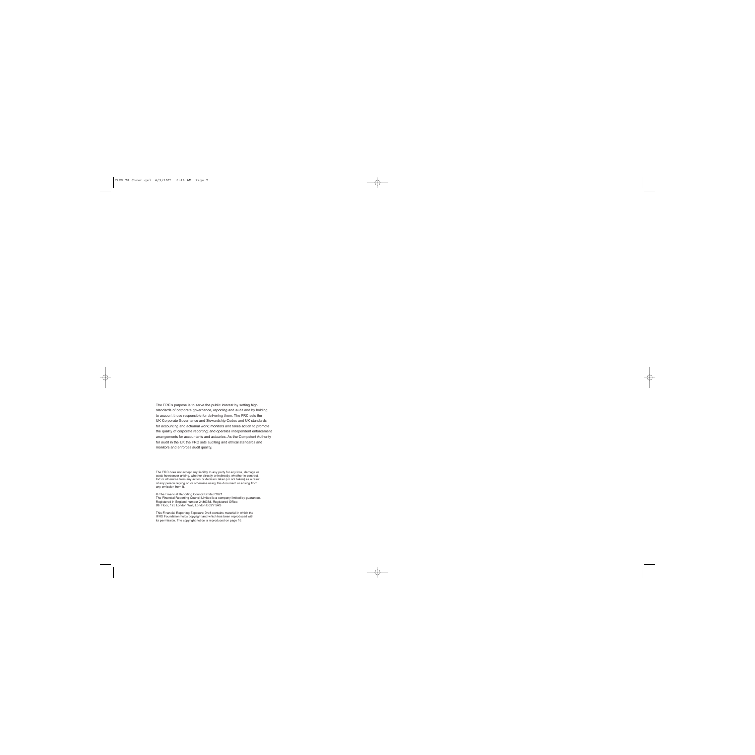The FRC's purpose is to serve the public interest by setting high standards of corporate governance, reporting and audit and by holding to account those responsible for delivering them. The FRC sets the UK Corporate Governance and Stewardship Codes and UK standards for accounting and actuarial work; monitors and takes action to promote the quality of corporate reporting; and operates independent enforcement arrangements for accountants and actuaries. As the Competent Authority for audit in the UK the FRC sets auditing and ethical standards and monitors and enforces audit quality.

The FRC does not accept any liability to any party for any loss, damage or costs howsoever arising, whether directly or indirectly, whether in contract, tort or otherwise from any action or decision taken (or not taken) as a result of any person relying on or otherwise using this document or arising from any omission from it.

© The Financial Reporting Council Limited 2021
The Financial Reporting Council Limited is a company limited by guarantee.
Registered in England number 2486368. Registered Office:
8th Floor, 125 London Wall, London EC2Y 5AS

This Financial Reporting Exposure Draft contains material in which the IFRS Foundation holds copyright and which has been reproduced with its permission. The copyright notice is reproduced on page 16.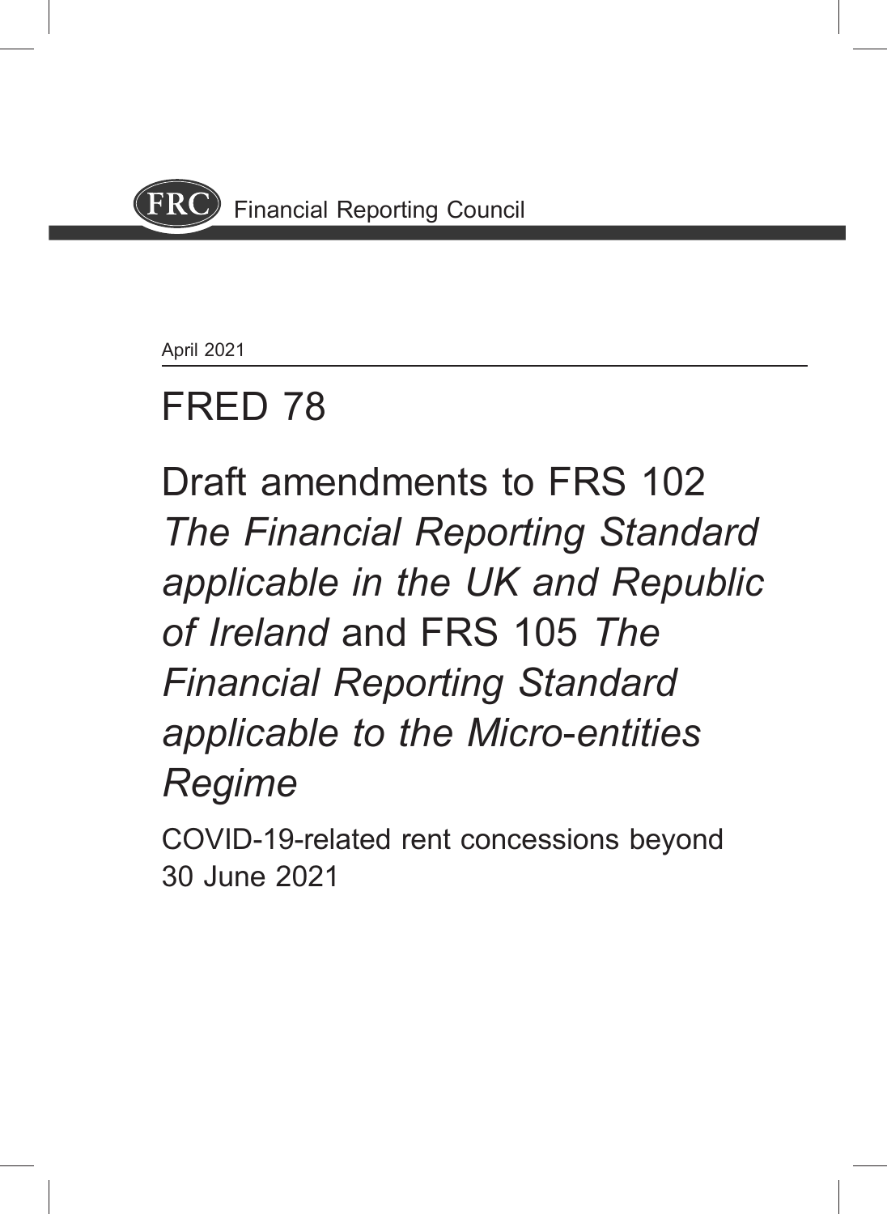Financial Reporting Council

April 2021

# FRED 78

## Draft amendments to FRS 102 *The Financial Reporting Standard applicable in the UK and Republic of Ireland* and FRS 105 *The Financial Reporting Standard applicable to the Micro-entities Regime*

COVID-19-related rent concessions beyond 30 June 2021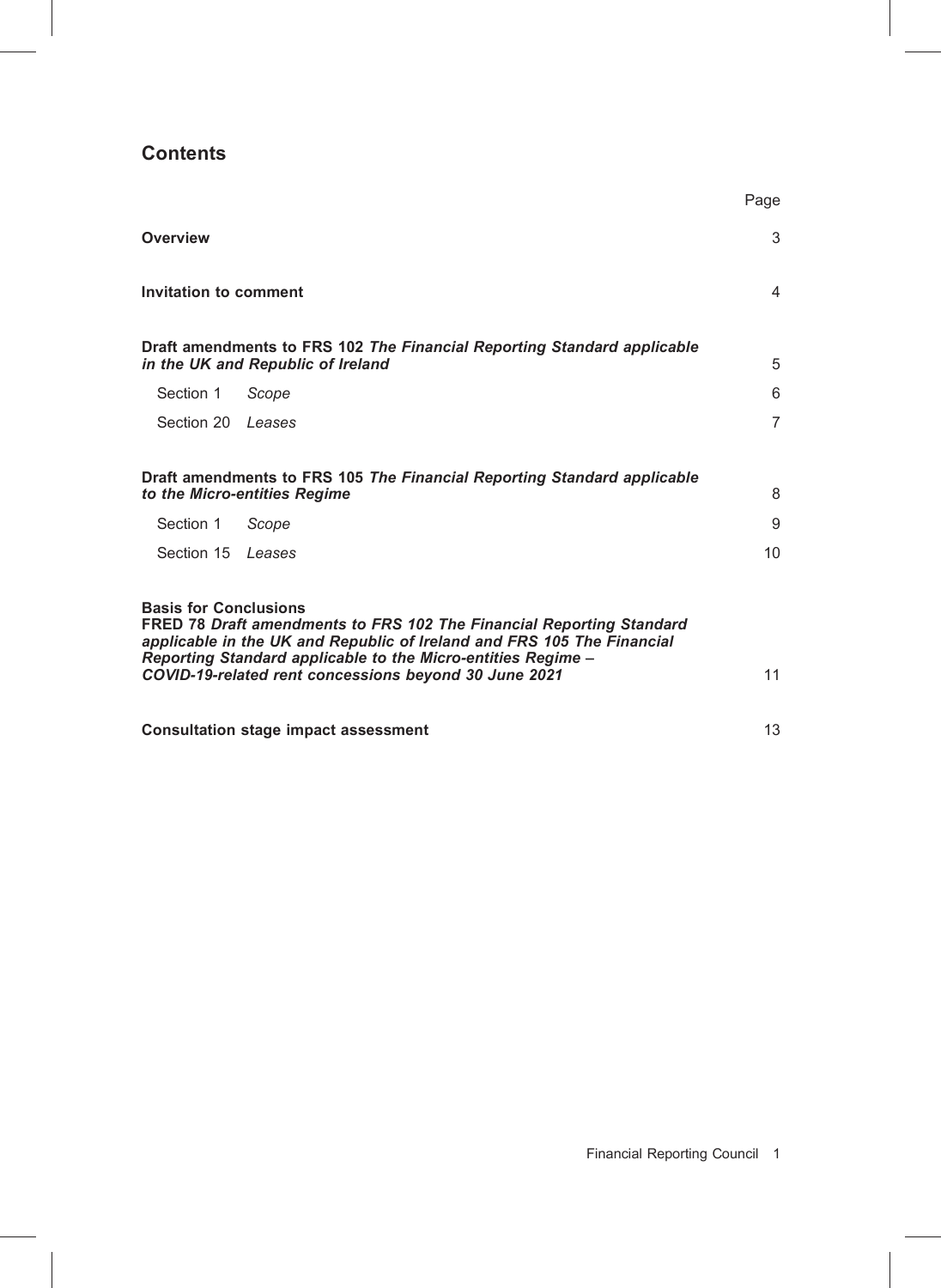# Contents

| | Page |
|---|---|
| **Overview** | 3 |
| **Invitation to comment** | 4 |
| **Draft amendments to FRS 102 *The Financial Reporting Standard applicable in the UK and Republic of Ireland*** | 5 |
| Section 1 *Scope* | 6 |
| Section 20 *Leases* | 7 |
| **Draft amendments to FRS 105 *The Financial Reporting Standard applicable to the Micro-entities Regime*** | 8 |
| Section 1 *Scope* | 9 |
| Section 15 *Leases* | 10 |
| **Basis for Conclusions FRED 78 *Draft amendments to FRS 102 The Financial Reporting Standard applicable in the UK and Republic of Ireland and FRS 105 The Financial Reporting Standard applicable to the Micro-entities Regime – COVID-19-related rent concessions beyond 30 June 2021*** | 11 |
| **Consultation stage impact assessment** | 13 |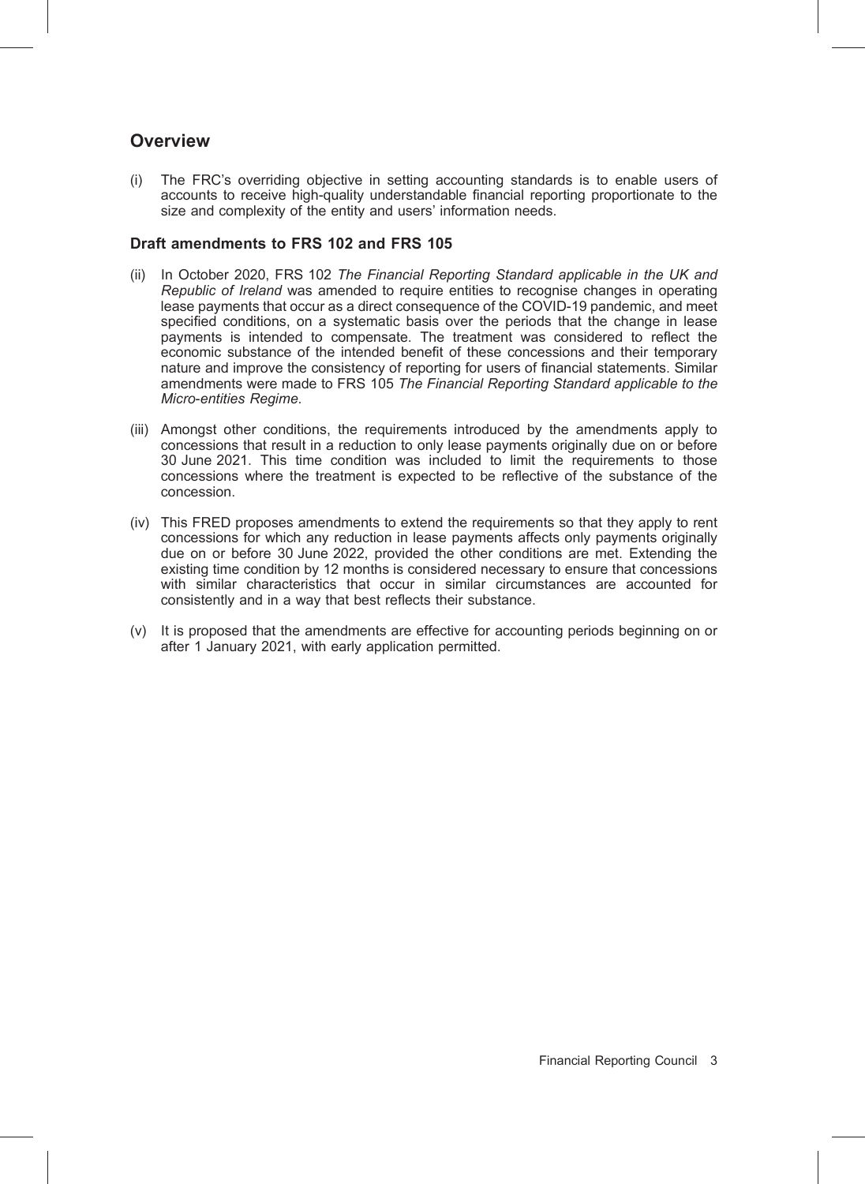## Overview

(i) The FRC's overriding objective in setting accounting standards is to enable users of accounts to receive high-quality understandable financial reporting proportionate to the size and complexity of the entity and users' information needs.

### Draft amendments to FRS 102 and FRS 105

(ii) In October 2020, FRS 102 *The Financial Reporting Standard applicable in the UK and Republic of Ireland* was amended to require entities to recognise changes in operating lease payments that occur as a direct consequence of the COVID-19 pandemic, and meet specified conditions, on a systematic basis over the periods that the change in lease payments is intended to compensate. The treatment was considered to reflect the economic substance of the intended benefit of these concessions and their temporary nature and improve the consistency of reporting for users of financial statements. Similar amendments were made to FRS 105 *The Financial Reporting Standard applicable to the Micro-entities Regime*.

(iii) Amongst other conditions, the requirements introduced by the amendments apply to concessions that result in a reduction to only lease payments originally due on or before 30 June 2021. This time condition was included to limit the requirements to those concessions where the treatment is expected to be reflective of the substance of the concession.

(iv) This FRED proposes amendments to extend the requirements so that they apply to rent concessions for which any reduction in lease payments affects only payments originally due on or before 30 June 2022, provided the other conditions are met. Extending the existing time condition by 12 months is considered necessary to ensure that concessions with similar characteristics that occur in similar circumstances are accounted for consistently and in a way that best reflects their substance.

(v) It is proposed that the amendments are effective for accounting periods beginning on or after 1 January 2021, with early application permitted.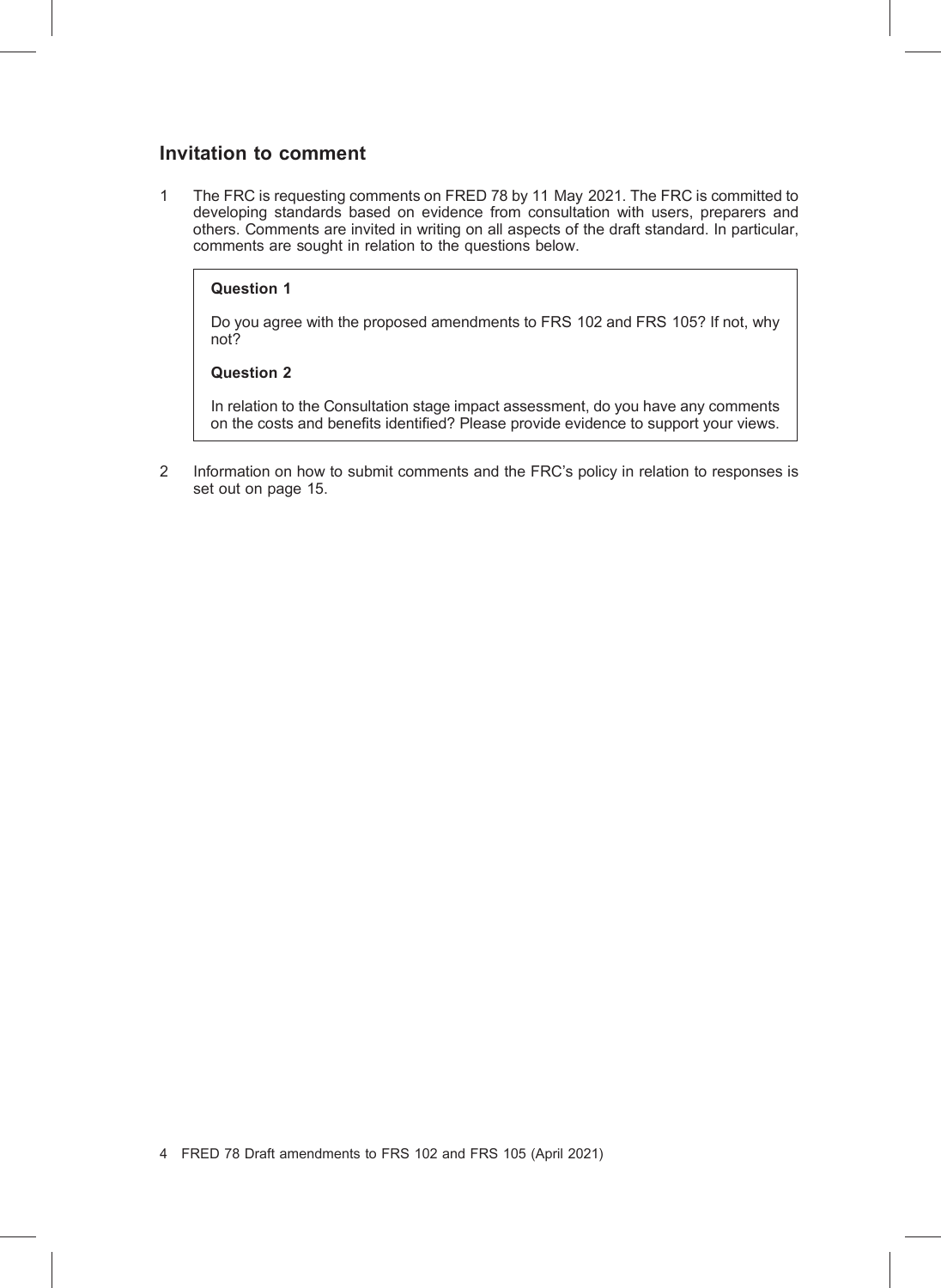## Invitation to comment

1 The FRC is requesting comments on FRED 78 by 11 May 2021. The FRC is committed to developing standards based on evidence from consultation with users, preparers and others. Comments are invited in writing on all aspects of the draft standard. In particular, comments are sought in relation to the questions below.

> **Question 1**
>
> Do you agree with the proposed amendments to FRS 102 and FRS 105? If not, why not?
>
> **Question 2**
>
> In relation to the Consultation stage impact assessment, do you have any comments on the costs and benefits identified? Please provide evidence to support your views.

2 Information on how to submit comments and the FRC's policy in relation to responses is set out on page 15.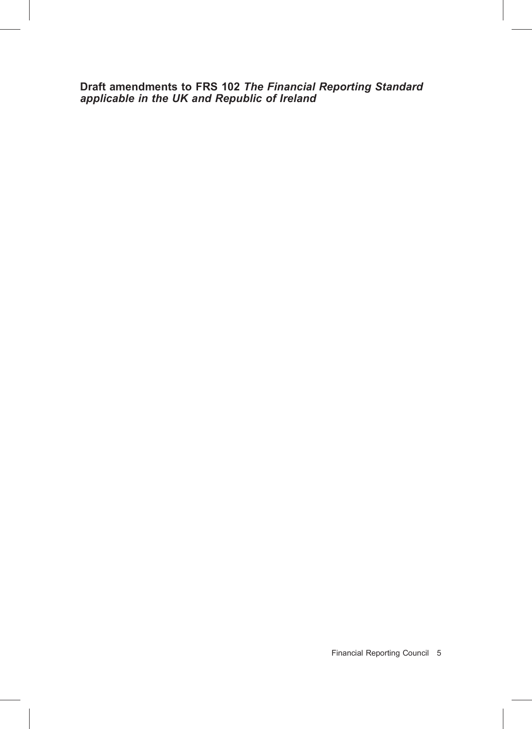# Draft amendments to FRS 102 *The Financial Reporting Standard applicable in the UK and Republic of Ireland*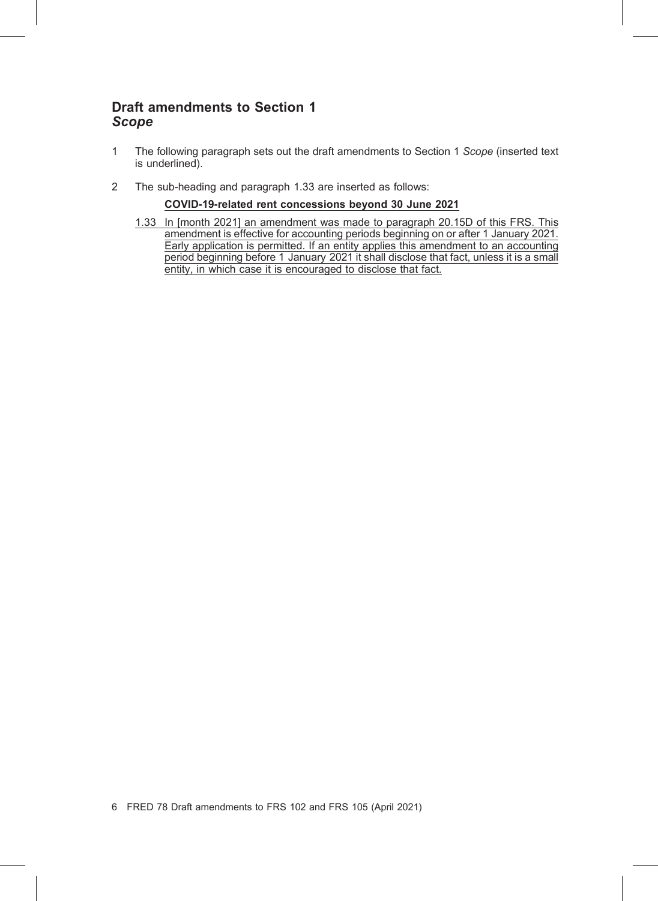## Draft amendments to Section 1
## *Scope*

1 The following paragraph sets out the draft amendments to Section 1 *Scope* (inserted text is underlined).

2 The sub-heading and paragraph 1.33 are inserted as follows:

**<u>COVID-19-related rent concessions beyond 30 June 2021</u>**

<u>1.33 In [month 2021] an amendment was made to paragraph 20.15D of this FRS. This amendment is effective for accounting periods beginning on or after 1 January 2021. Early application is permitted. If an entity applies this amendment to an accounting period beginning before 1 January 2021 it shall disclose that fact, unless it is a small entity, in which case it is encouraged to disclose that fact.</u>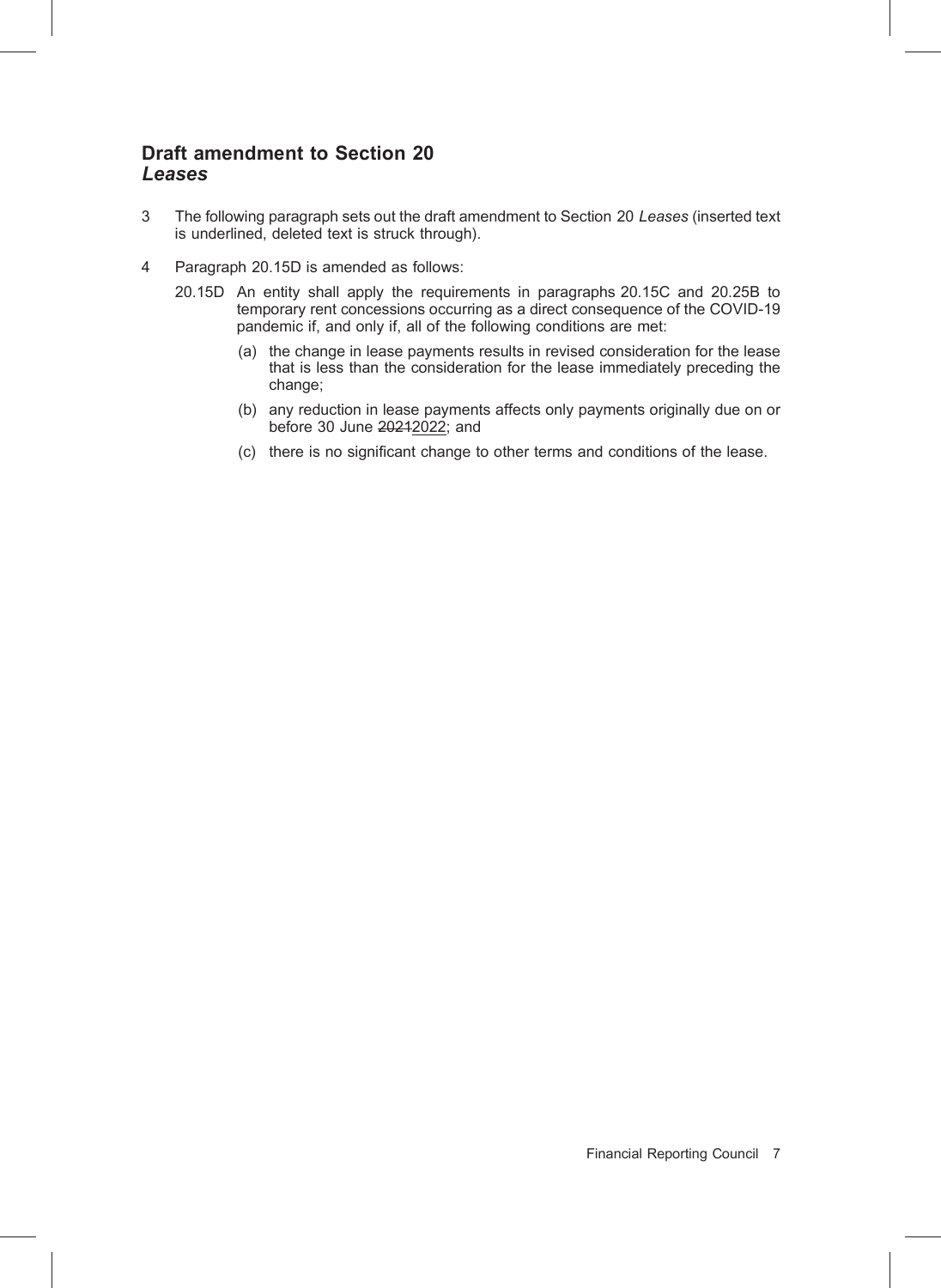## Draft amendment to Section 20 *Leases*

3 The following paragraph sets out the draft amendment to Section 20 *Leases* (inserted text is underlined, deleted text is struck through).

4 Paragraph 20.15D is amended as follows:

20.15D An entity shall apply the requirements in paragraphs 20.15C and 20.25B to temporary rent concessions occurring as a direct consequence of the COVID-19 pandemic if, and only if, all of the following conditions are met:

(a) the change in lease payments results in revised consideration for the lease that is less than the consideration for the lease immediately preceding the change;

(b) any reduction in lease payments affects only payments originally due on or before 30 June ~~2021~~<u>2022</u>; and

(c) there is no significant change to other terms and conditions of the lease.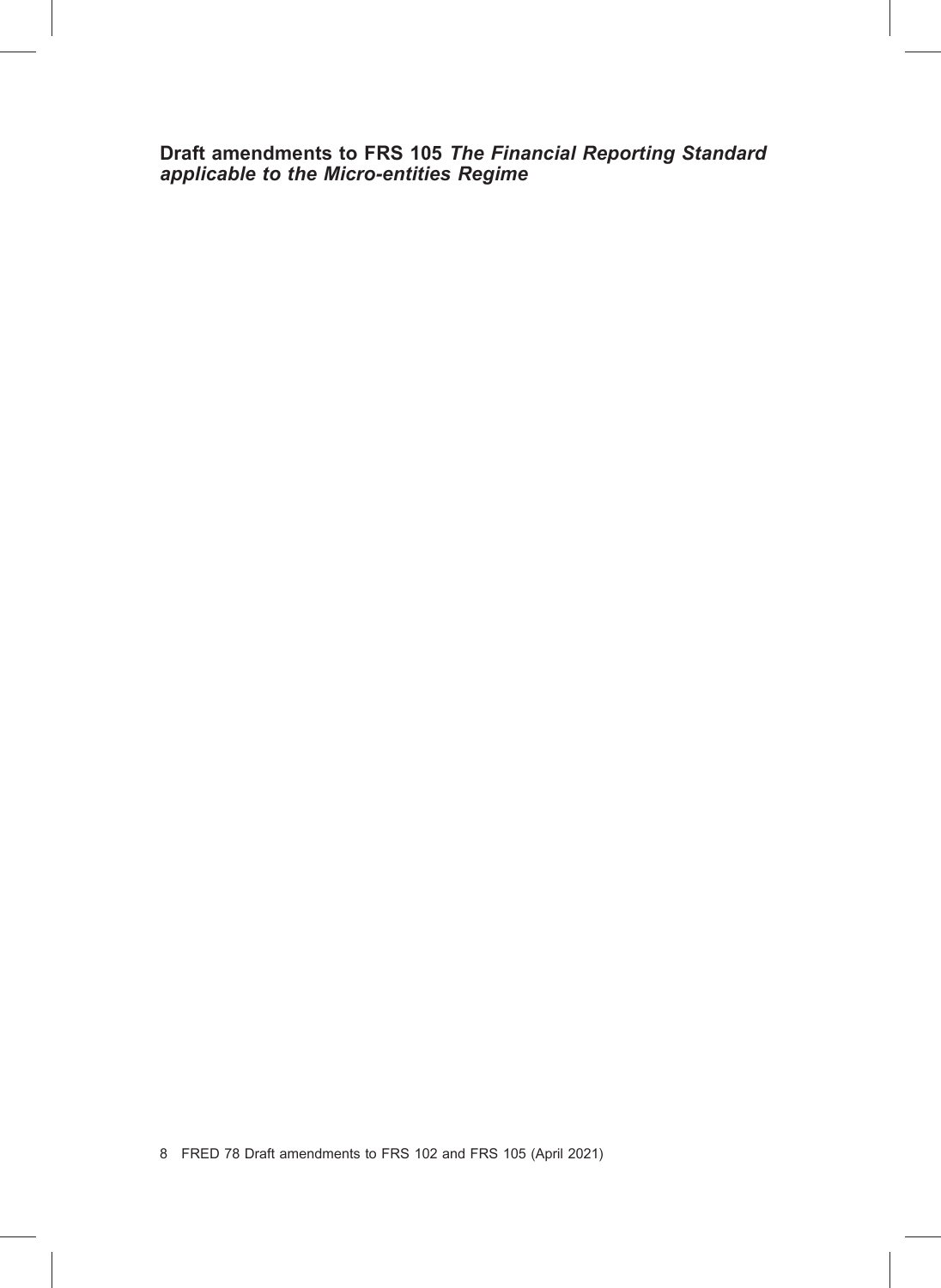# Draft amendments to FRS 105 *The Financial Reporting Standard applicable to the Micro-entities Regime*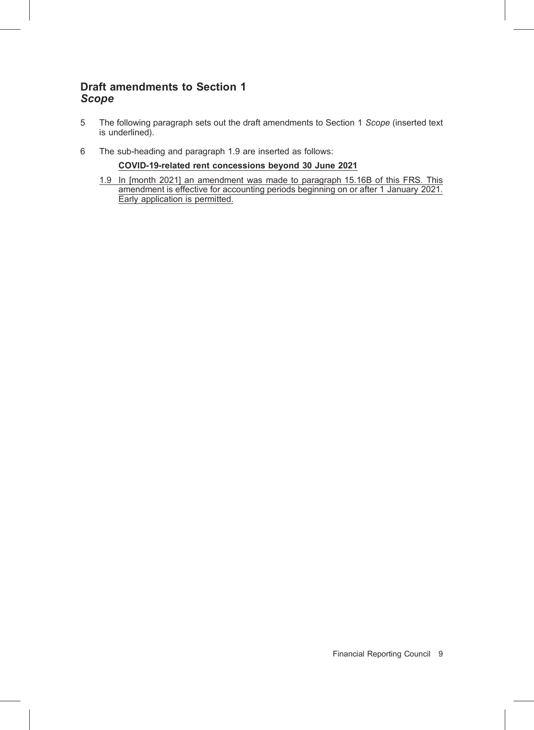## Draft amendments to Section 1 *Scope*

5 The following paragraph sets out the draft amendments to Section 1 *Scope* (inserted text is underlined).

6 The sub-heading and paragraph 1.9 are inserted as follows:

<u>**COVID-19-related rent concessions beyond 30 June 2021**</u>

<u>1.9 In [month 2021] an amendment was made to paragraph 15.16B of this FRS. This amendment is effective for accounting periods beginning on or after 1 January 2021. Early application is permitted.</u>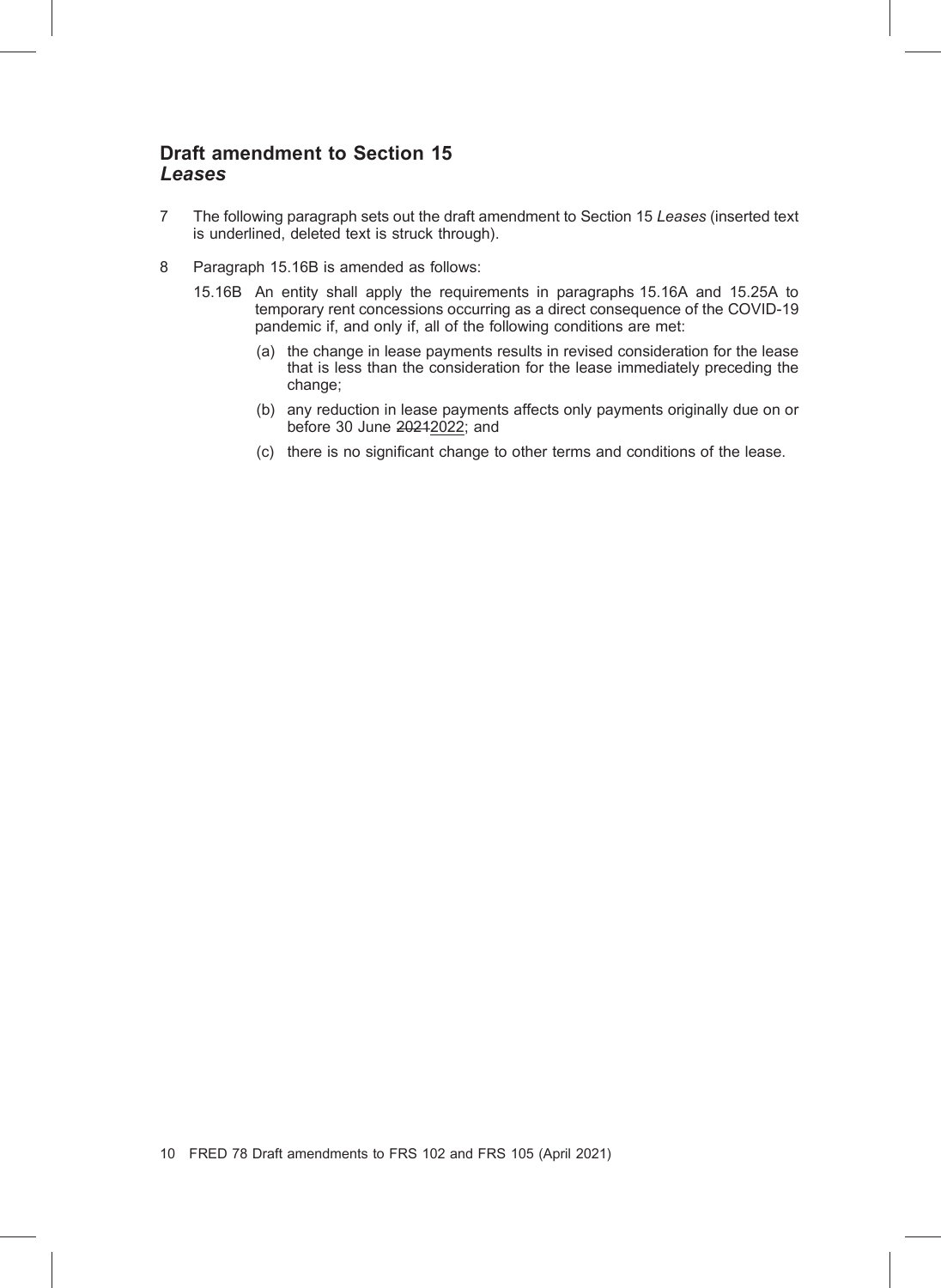## Draft amendment to Section 15 *Leases*

7 The following paragraph sets out the draft amendment to Section 15 *Leases* (inserted text is underlined, deleted text is struck through).

8 Paragraph 15.16B is amended as follows:

15.16B An entity shall apply the requirements in paragraphs 15.16A and 15.25A to temporary rent concessions occurring as a direct consequence of the COVID-19 pandemic if, and only if, all of the following conditions are met:

(a) the change in lease payments results in revised consideration for the lease that is less than the consideration for the lease immediately preceding the change;

(b) any reduction in lease payments affects only payments originally due on or before 30 June ~~2021~~<u>2022</u>; and

(c) there is no significant change to other terms and conditions of the lease.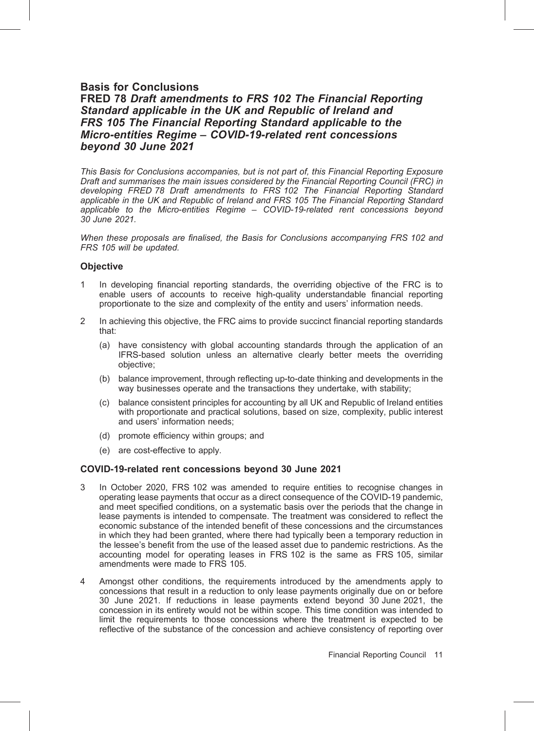# Basis for Conclusions

## FRED 78 *Draft amendments to FRS 102 The Financial Reporting Standard applicable in the UK and Republic of Ireland and FRS 105 The Financial Reporting Standard applicable to the Micro-entities Regime – COVID-19-related rent concessions beyond 30 June 2021*

*This Basis for Conclusions accompanies, but is not part of, this Financial Reporting Exposure Draft and summarises the main issues considered by the Financial Reporting Council (FRC) in developing FRED 78 Draft amendments to FRS 102 The Financial Reporting Standard applicable in the UK and Republic of Ireland and FRS 105 The Financial Reporting Standard applicable to the Micro-entities Regime – COVID-19-related rent concessions beyond 30 June 2021.*

*When these proposals are finalised, the Basis for Conclusions accompanying FRS 102 and FRS 105 will be updated.*

### Objective

1 In developing financial reporting standards, the overriding objective of the FRC is to enable users of accounts to receive high-quality understandable financial reporting proportionate to the size and complexity of the entity and users' information needs.

2 In achieving this objective, the FRC aims to provide succinct financial reporting standards that:

- (a) have consistency with global accounting standards through the application of an IFRS-based solution unless an alternative clearly better meets the overriding objective;
- (b) balance improvement, through reflecting up-to-date thinking and developments in the way businesses operate and the transactions they undertake, with stability;
- (c) balance consistent principles for accounting by all UK and Republic of Ireland entities with proportionate and practical solutions, based on size, complexity, public interest and users' information needs;
- (d) promote efficiency within groups; and
- (e) are cost-effective to apply.

### COVID-19-related rent concessions beyond 30 June 2021

3 In October 2020, FRS 102 was amended to require entities to recognise changes in operating lease payments that occur as a direct consequence of the COVID-19 pandemic, and meet specified conditions, on a systematic basis over the periods that the change in lease payments is intended to compensate. The treatment was considered to reflect the economic substance of the intended benefit of these concessions and the circumstances in which they had been granted, where there had typically been a temporary reduction in the lessee's benefit from the use of the leased asset due to pandemic restrictions. As the accounting model for operating leases in FRS 102 is the same as FRS 105, similar amendments were made to FRS 105.

4 Amongst other conditions, the requirements introduced by the amendments apply to concessions that result in a reduction to only lease payments originally due on or before 30 June 2021. If reductions in lease payments extend beyond 30 June 2021, the concession in its entirety would not be within scope. This time condition was intended to limit the requirements to those concessions where the treatment is expected to be reflective of the substance of the concession and achieve consistency of reporting over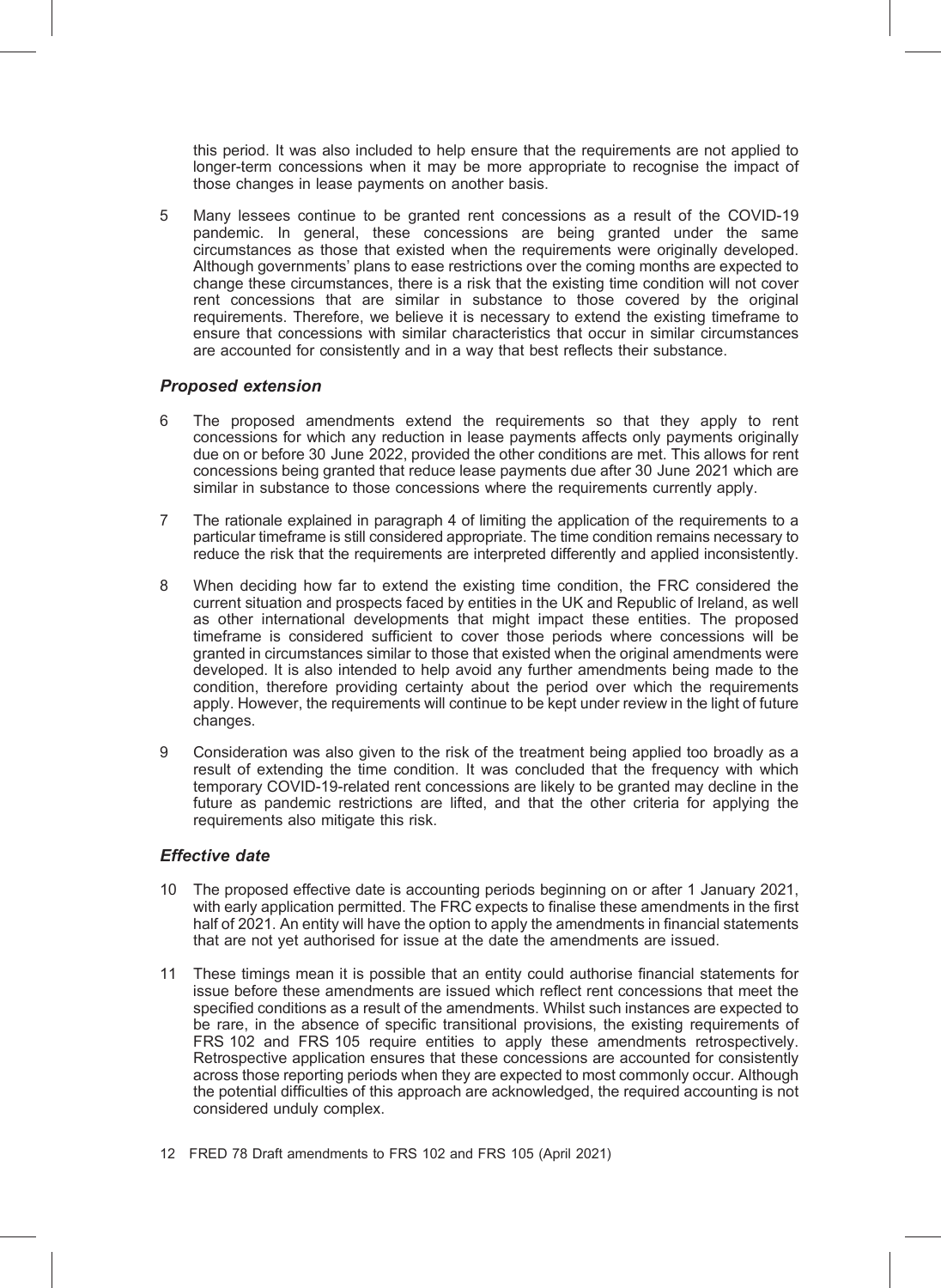this period. It was also included to help ensure that the requirements are not applied to longer-term concessions when it may be more appropriate to recognise the impact of those changes in lease payments on another basis.

5 Many lessees continue to be granted rent concessions as a result of the COVID-19 pandemic. In general, these concessions are being granted under the same circumstances as those that existed when the requirements were originally developed. Although governments' plans to ease restrictions over the coming months are expected to change these circumstances, there is a risk that the existing time condition will not cover rent concessions that are similar in substance to those covered by the original requirements. Therefore, we believe it is necessary to extend the existing timeframe to ensure that concessions with similar characteristics that occur in similar circumstances are accounted for consistently and in a way that best reflects their substance.

### *Proposed extension*

6 The proposed amendments extend the requirements so that they apply to rent concessions for which any reduction in lease payments affects only payments originally due on or before 30 June 2022, provided the other conditions are met. This allows for rent concessions being granted that reduce lease payments due after 30 June 2021 which are similar in substance to those concessions where the requirements currently apply.

7 The rationale explained in paragraph 4 of limiting the application of the requirements to a particular timeframe is still considered appropriate. The time condition remains necessary to reduce the risk that the requirements are interpreted differently and applied inconsistently.

8 When deciding how far to extend the existing time condition, the FRC considered the current situation and prospects faced by entities in the UK and Republic of Ireland, as well as other international developments that might impact these entities. The proposed timeframe is considered sufficient to cover those periods where concessions will be granted in circumstances similar to those that existed when the original amendments were developed. It is also intended to help avoid any further amendments being made to the condition, therefore providing certainty about the period over which the requirements apply. However, the requirements will continue to be kept under review in the light of future changes.

9 Consideration was also given to the risk of the treatment being applied too broadly as a result of extending the time condition. It was concluded that the frequency with which temporary COVID-19-related rent concessions are likely to be granted may decline in the future as pandemic restrictions are lifted, and that the other criteria for applying the requirements also mitigate this risk.

### *Effective date*

10 The proposed effective date is accounting periods beginning on or after 1 January 2021, with early application permitted. The FRC expects to finalise these amendments in the first half of 2021. An entity will have the option to apply the amendments in financial statements that are not yet authorised for issue at the date the amendments are issued.

11 These timings mean it is possible that an entity could authorise financial statements for issue before these amendments are issued which reflect rent concessions that meet the specified conditions as a result of the amendments. Whilst such instances are expected to be rare, in the absence of specific transitional provisions, the existing requirements of FRS 102 and FRS 105 require entities to apply these amendments retrospectively. Retrospective application ensures that these concessions are accounted for consistently across those reporting periods when they are expected to most commonly occur. Although the potential difficulties of this approach are acknowledged, the required accounting is not considered unduly complex.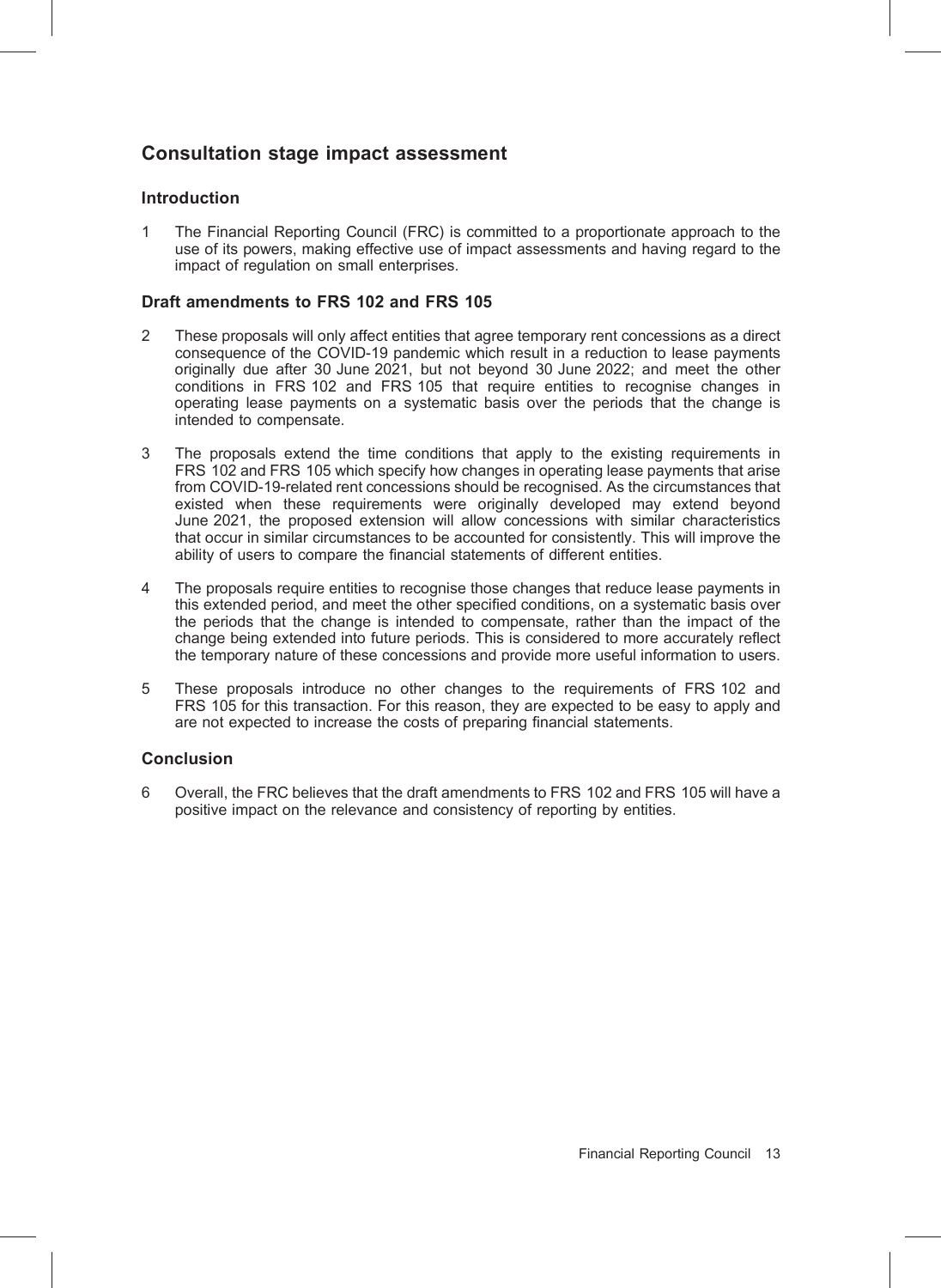## Consultation stage impact assessment

### Introduction

1 The Financial Reporting Council (FRC) is committed to a proportionate approach to the use of its powers, making effective use of impact assessments and having regard to the impact of regulation on small enterprises.

### Draft amendments to FRS 102 and FRS 105

2 These proposals will only affect entities that agree temporary rent concessions as a direct consequence of the COVID-19 pandemic which result in a reduction to lease payments originally due after 30 June 2021, but not beyond 30 June 2022; and meet the other conditions in FRS 102 and FRS 105 that require entities to recognise changes in operating lease payments on a systematic basis over the periods that the change is intended to compensate.

3 The proposals extend the time conditions that apply to the existing requirements in FRS 102 and FRS 105 which specify how changes in operating lease payments that arise from COVID-19-related rent concessions should be recognised. As the circumstances that existed when these requirements were originally developed may extend beyond June 2021, the proposed extension will allow concessions with similar characteristics that occur in similar circumstances to be accounted for consistently. This will improve the ability of users to compare the financial statements of different entities.

4 The proposals require entities to recognise those changes that reduce lease payments in this extended period, and meet the other specified conditions, on a systematic basis over the periods that the change is intended to compensate, rather than the impact of the change being extended into future periods. This is considered to more accurately reflect the temporary nature of these concessions and provide more useful information to users.

5 These proposals introduce no other changes to the requirements of FRS 102 and FRS 105 for this transaction. For this reason, they are expected to be easy to apply and are not expected to increase the costs of preparing financial statements.

### Conclusion

6 Overall, the FRC believes that the draft amendments to FRS 102 and FRS 105 will have a positive impact on the relevance and consistency of reporting by entities.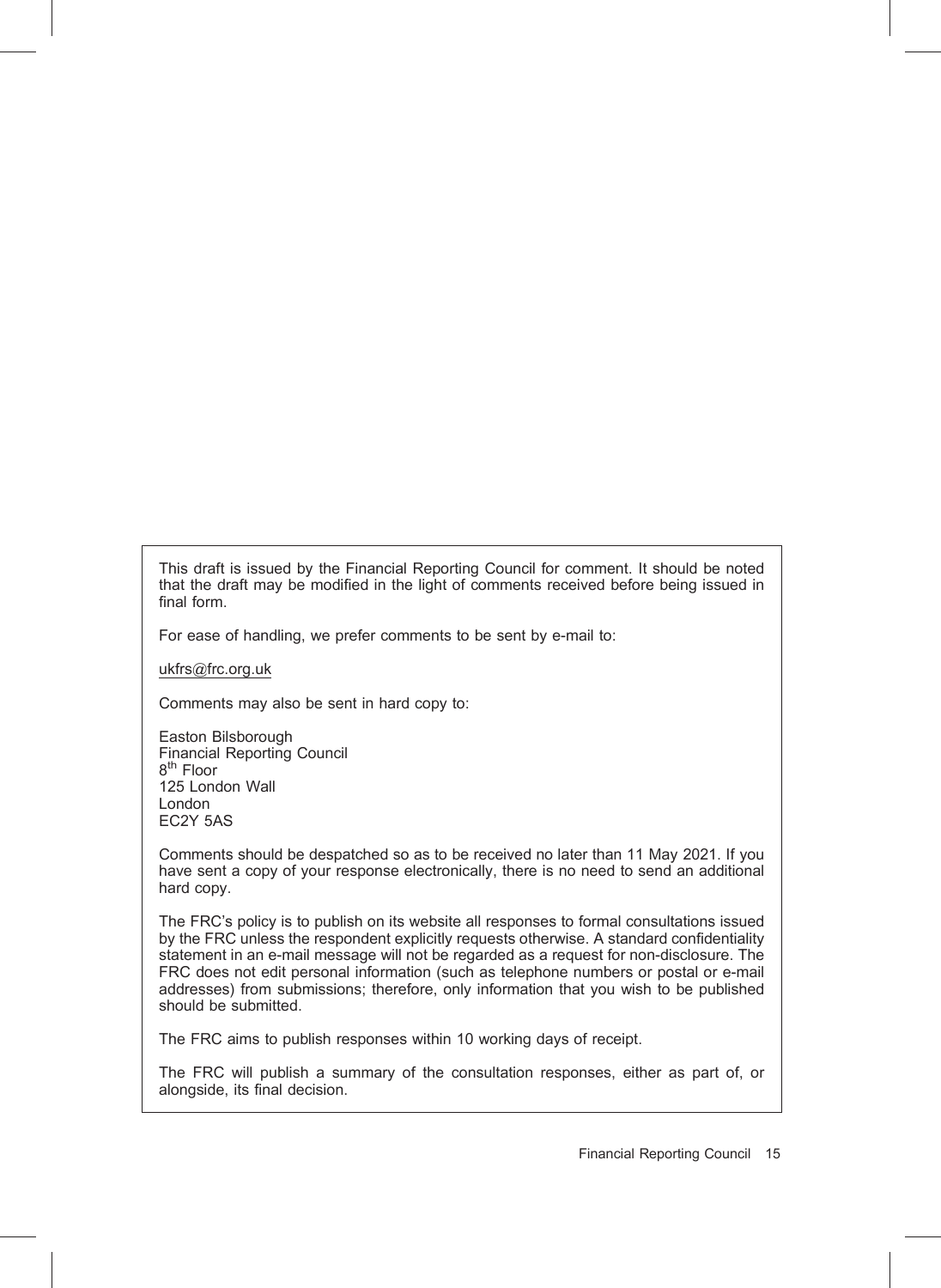This draft is issued by the Financial Reporting Council for comment. It should be noted that the draft may be modified in the light of comments received before being issued in final form.

For ease of handling, we prefer comments to be sent by e-mail to:

ukfrs@frc.org.uk

Comments may also be sent in hard copy to:

Easton Bilsborough  
Financial Reporting Council  
8th Floor  
125 London Wall  
London  
EC2Y 5AS

Comments should be despatched so as to be received no later than 11 May 2021. If you have sent a copy of your response electronically, there is no need to send an additional hard copy.

The FRC's policy is to publish on its website all responses to formal consultations issued by the FRC unless the respondent explicitly requests otherwise. A standard confidentiality statement in an e-mail message will not be regarded as a request for non-disclosure. The FRC does not edit personal information (such as telephone numbers or postal or e-mail addresses) from submissions; therefore, only information that you wish to be published should be submitted.

The FRC aims to publish responses within 10 working days of receipt.

The FRC will publish a summary of the consultation responses, either as part of, or alongside, its final decision.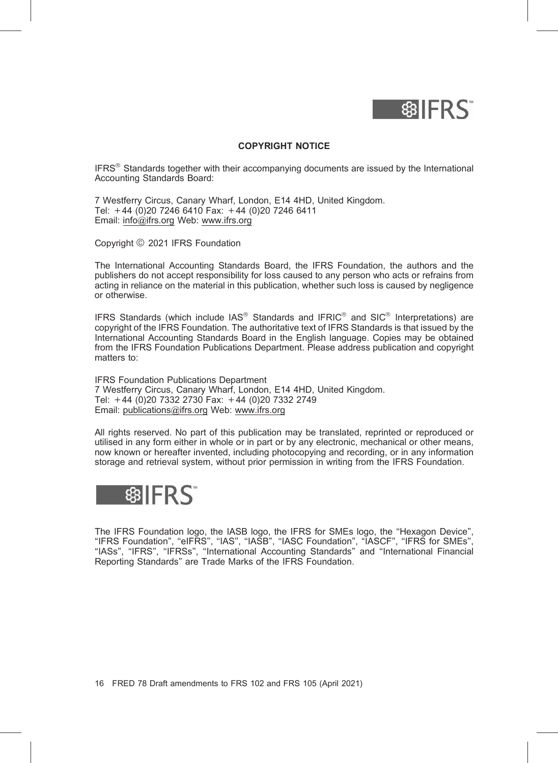## COPYRIGHT NOTICE

IFRS® Standards together with their accompanying documents are issued by the International Accounting Standards Board:

7 Westferry Circus, Canary Wharf, London, E14 4HD, United Kingdom.
Tel: +44 (0)20 7246 6410 Fax: +44 (0)20 7246 6411
Email: info@ifrs.org Web: www.ifrs.org

Copyright © 2021 IFRS Foundation

The International Accounting Standards Board, the IFRS Foundation, the authors and the publishers do not accept responsibility for loss caused to any person who acts or refrains from acting in reliance on the material in this publication, whether such loss is caused by negligence or otherwise.

IFRS Standards (which include IAS® Standards and IFRIC® and SIC® Interpretations) are copyright of the IFRS Foundation. The authoritative text of IFRS Standards is that issued by the International Accounting Standards Board in the English language. Copies may be obtained from the IFRS Foundation Publications Department. Please address publication and copyright matters to:

IFRS Foundation Publications Department
7 Westferry Circus, Canary Wharf, London, E14 4HD, United Kingdom.
Tel: +44 (0)20 7332 2730 Fax: +44 (0)20 7332 2749
Email: publications@ifrs.org Web: www.ifrs.org

All rights reserved. No part of this publication may be translated, reprinted or reproduced or utilised in any form either in whole or in part or by any electronic, mechanical or other means, now known or hereafter invented, including photocopying and recording, or in any information storage and retrieval system, without prior permission in writing from the IFRS Foundation.

The IFRS Foundation logo, the IASB logo, the IFRS for SMEs logo, the "Hexagon Device", "IFRS Foundation", "eIFRS", "IAS", "IASB", "IASC Foundation", "IASCF", "IFRS for SMEs", "IASs", "IFRS", "IFRSs", "International Accounting Standards" and "International Financial Reporting Standards" are Trade Marks of the IFRS Foundation.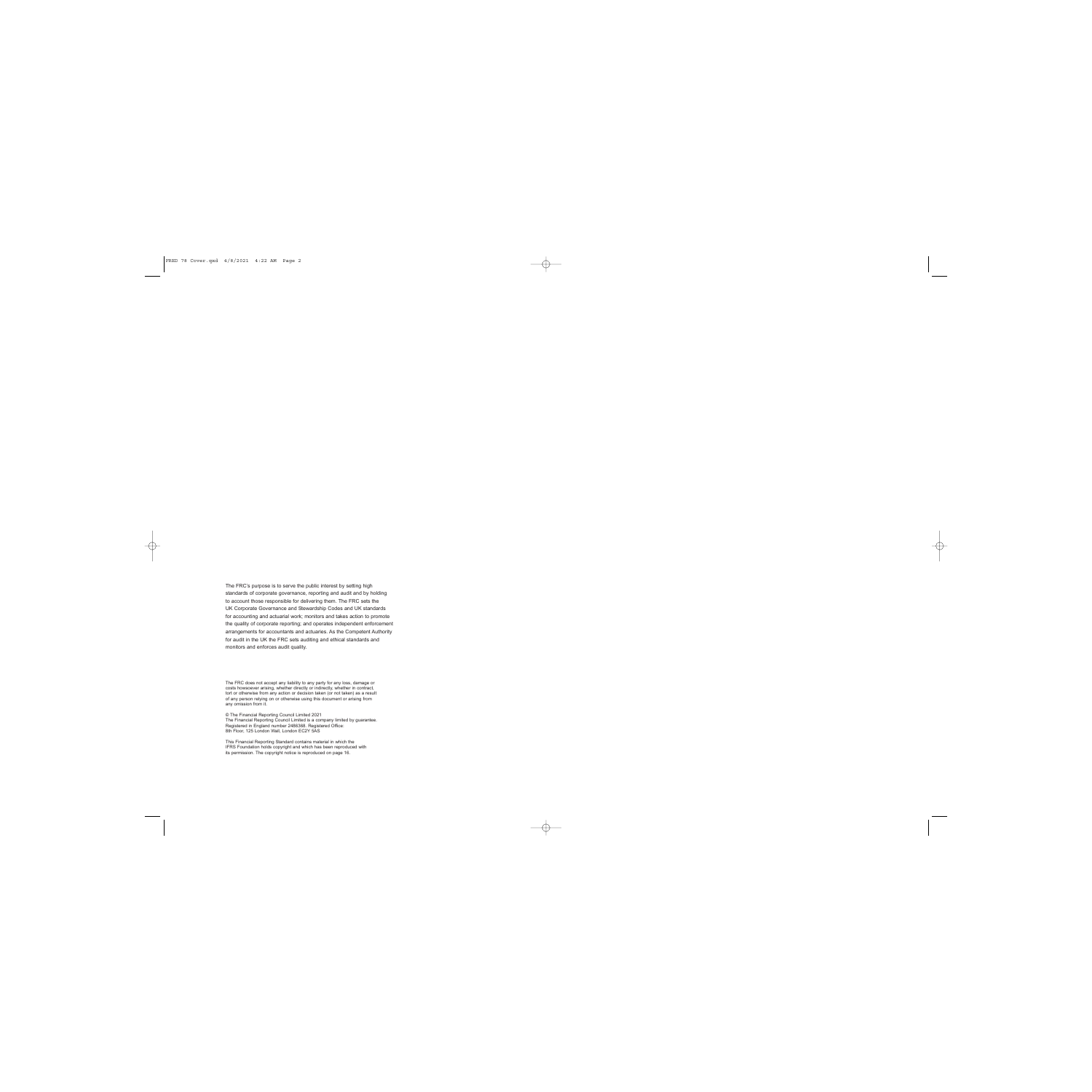The FRC's purpose is to serve the public interest by setting high standards of corporate governance, reporting and audit and by holding to account those responsible for delivering them. The FRC sets the UK Corporate Governance and Stewardship Codes and UK standards for accounting and actuarial work; monitors and takes action to promote the quality of corporate reporting; and operates independent enforcement arrangements for accountants and actuaries. As the Competent Authority for audit in the UK the FRC sets auditing and ethical standards and monitors and enforces audit quality.

The FRC does not accept any liability to any party for any loss, damage or costs howsoever arising, whether directly or indirectly, whether in contract, tort or otherwise from any action or decision taken (or not taken) as a result of any person relying on or otherwise using this document or arising from any omission from it.

© The Financial Reporting Council Limited 2021
The Financial Reporting Council Limited is a company limited by guarantee.
Registered in England number 2486368. Registered Office:
8th Floor, 125 London Wall, London EC2Y 5AS

This Financial Reporting Standard contains material in which the IFRS Foundation holds copyright and which has been reproduced with its permission. The copyright notice is reproduced on page 16.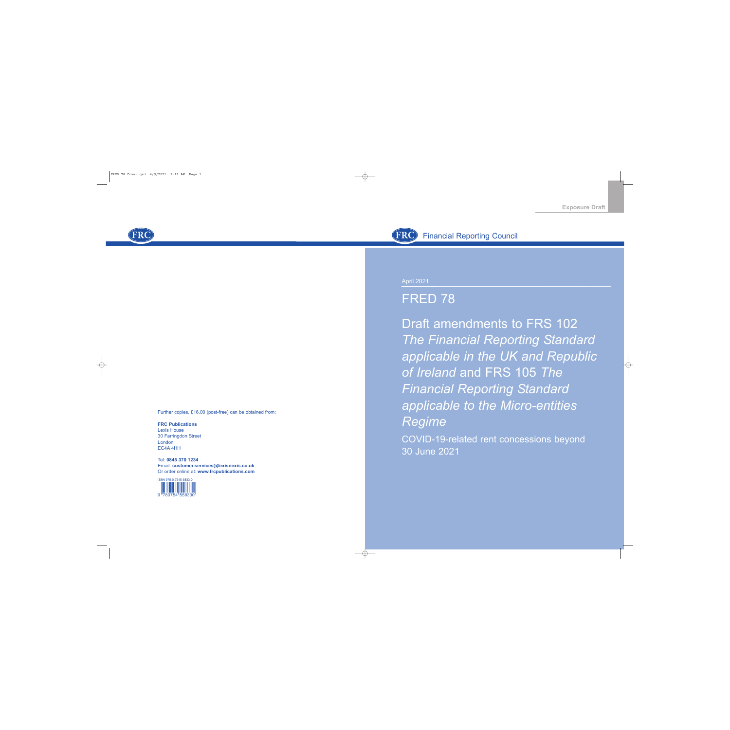Further copies, £16.00 (post-free) can be obtained from:

**FRC Publications**
Lexis House
30 Farringdon Street
London
EC4A 4HH

Tel: **0845 370 1234**
Email: **customer.services@lexisnexis.co.uk**
Or order online at: **www.frcpublications.com**

ISBN 978-0-7545-5833-0

Exposure Draft

FRC Financial Reporting Council

April 2021

# FRED 78

## Draft amendments to FRS 102 *The Financial Reporting Standard applicable in the UK and Republic of Ireland* and FRS 105 *The Financial Reporting Standard applicable to the Micro-entities Regime*

COVID-19-related rent concessions beyond 30 June 2021